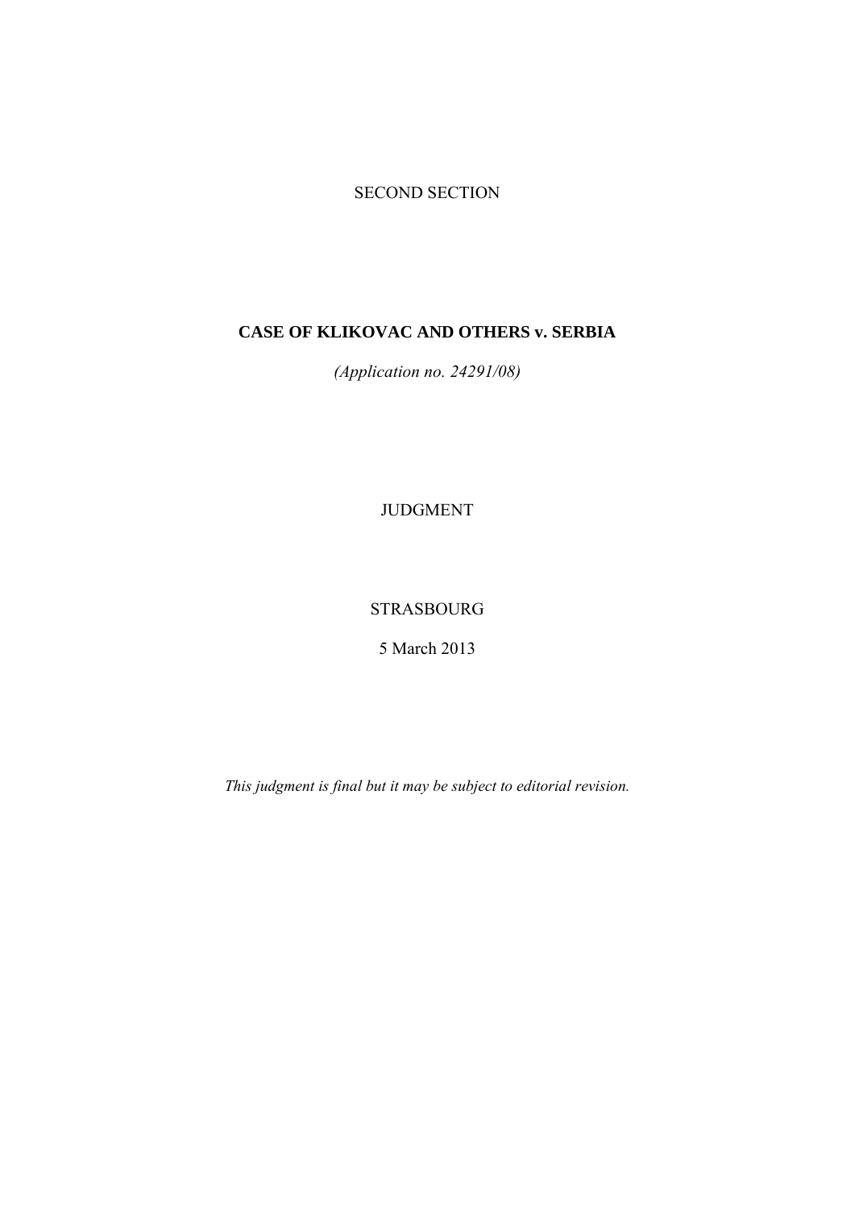SECOND SECTION

# CASE OF KLIKOVAC AND OTHERS v. SERBIA

*(Application no. 24291/08)*

JUDGMENT

STRASBOURG

5 March 2013

*This judgment is final but it may be subject to editorial revision.*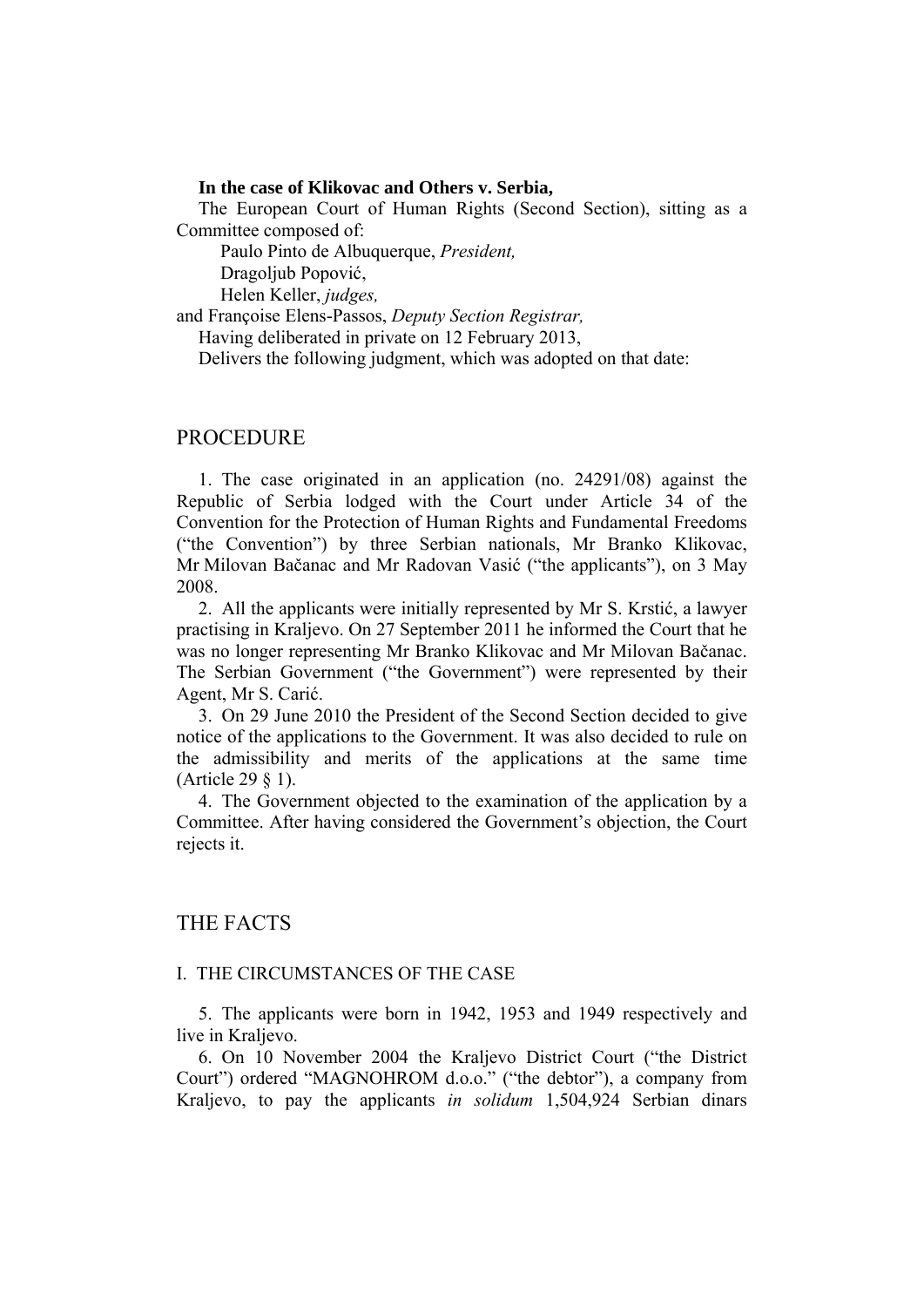**In the case of Klikovac and Others v. Serbia,**

The European Court of Human Rights (Second Section), sitting as a Committee composed of:

Paulo Pinto de Albuquerque, *President,*
Dragoljub Popović,
Helen Keller, *judges,*
and Françoise Elens-Passos, *Deputy Section Registrar,*

Having deliberated in private on 12 February 2013,

Delivers the following judgment, which was adopted on that date:

# PROCEDURE

1. The case originated in an application (no. 24291/08) against the Republic of Serbia lodged with the Court under Article 34 of the Convention for the Protection of Human Rights and Fundamental Freedoms ("the Convention") by three Serbian nationals, Mr Branko Klikovac, Mr Milovan Bačanac and Mr Radovan Vasić ("the applicants"), on 3 May 2008.

2. All the applicants were initially represented by Mr S. Krstić, a lawyer practising in Kraljevo. On 27 September 2011 he informed the Court that he was no longer representing Mr Branko Klikovac and Mr Milovan Bačanac. The Serbian Government ("the Government") were represented by their Agent, Mr S. Carić.

3. On 29 June 2010 the President of the Second Section decided to give notice of the applications to the Government. It was also decided to rule on the admissibility and merits of the applications at the same time (Article 29 § 1).

4. The Government objected to the examination of the application by a Committee. After having considered the Government's objection, the Court rejects it.

# THE FACTS

## I. THE CIRCUMSTANCES OF THE CASE

5. The applicants were born in 1942, 1953 and 1949 respectively and live in Kraljevo.

6. On 10 November 2004 the Kraljevo District Court ("the District Court") ordered "MAGNOHROM d.o.o." ("the debtor"), a company from Kraljevo, to pay the applicants *in solidum* 1,504,924 Serbian dinars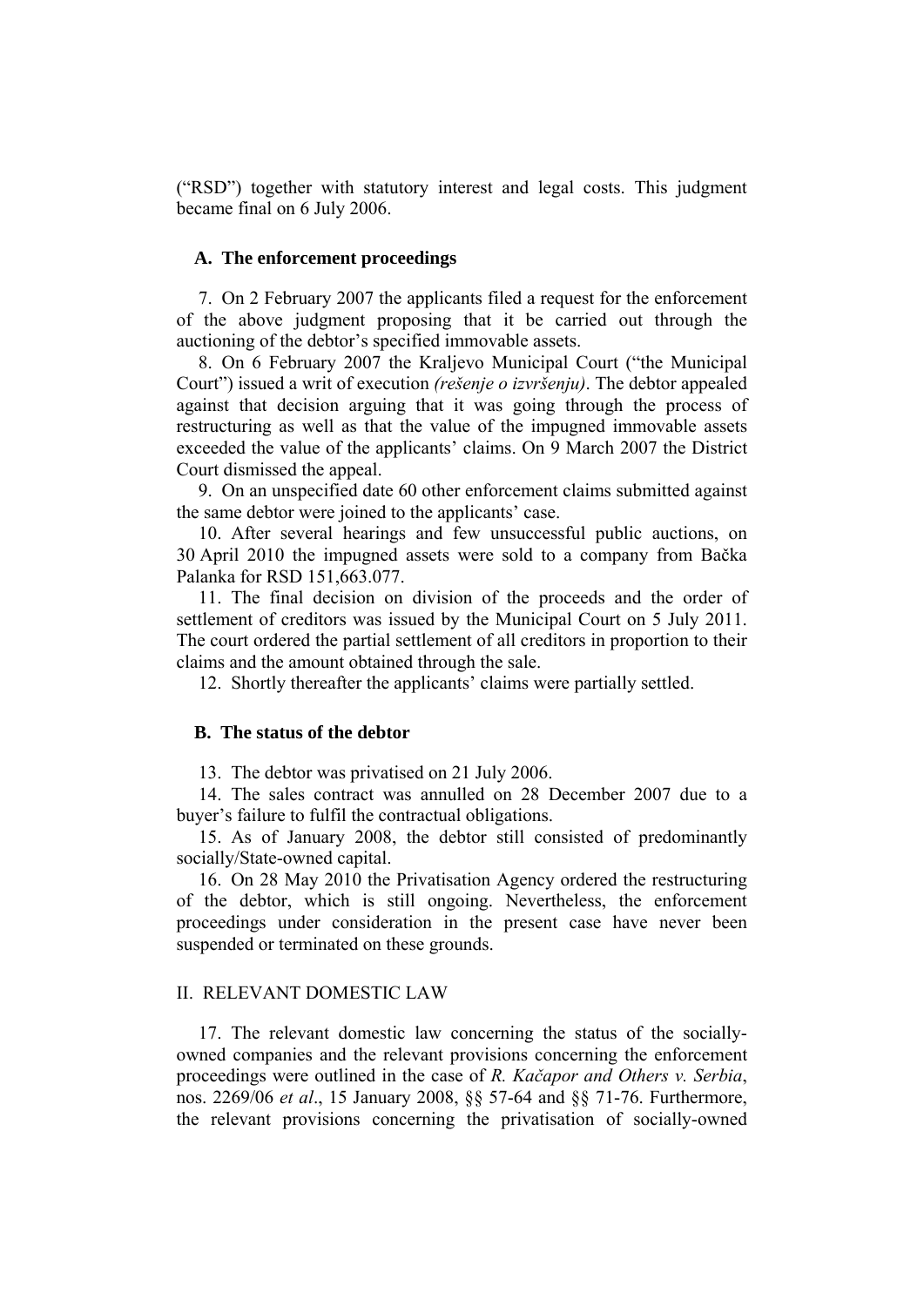("RSD") together with statutory interest and legal costs. This judgment became final on 6 July 2006.

## A. The enforcement proceedings

7. On 2 February 2007 the applicants filed a request for the enforcement of the above judgment proposing that it be carried out through the auctioning of the debtor's specified immovable assets.

8. On 6 February 2007 the Kraljevo Municipal Court ("the Municipal Court") issued a writ of execution *(rešenje o izvršenju)*. The debtor appealed against that decision arguing that it was going through the process of restructuring as well as that the value of the impugned immovable assets exceeded the value of the applicants' claims. On 9 March 2007 the District Court dismissed the appeal.

9. On an unspecified date 60 other enforcement claims submitted against the same debtor were joined to the applicants' case.

10. After several hearings and few unsuccessful public auctions, on 30 April 2010 the impugned assets were sold to a company from Bačka Palanka for RSD 151,663.077.

11. The final decision on division of the proceeds and the order of settlement of creditors was issued by the Municipal Court on 5 July 2011. The court ordered the partial settlement of all creditors in proportion to their claims and the amount obtained through the sale.

12. Shortly thereafter the applicants' claims were partially settled.

## B. The status of the debtor

13. The debtor was privatised on 21 July 2006.

14. The sales contract was annulled on 28 December 2007 due to a buyer's failure to fulfil the contractual obligations.

15. As of January 2008, the debtor still consisted of predominantly socially/State-owned capital.

16. On 28 May 2010 the Privatisation Agency ordered the restructuring of the debtor, which is still ongoing. Nevertheless, the enforcement proceedings under consideration in the present case have never been suspended or terminated on these grounds.

# II. RELEVANT DOMESTIC LAW

17. The relevant domestic law concerning the status of the socially-owned companies and the relevant provisions concerning the enforcement proceedings were outlined in the case of *R. Kačapor and Others v. Serbia*, nos. 2269/06 *et al*., 15 January 2008, §§ 57-64 and §§ 71-76. Furthermore, the relevant provisions concerning the privatisation of socially-owned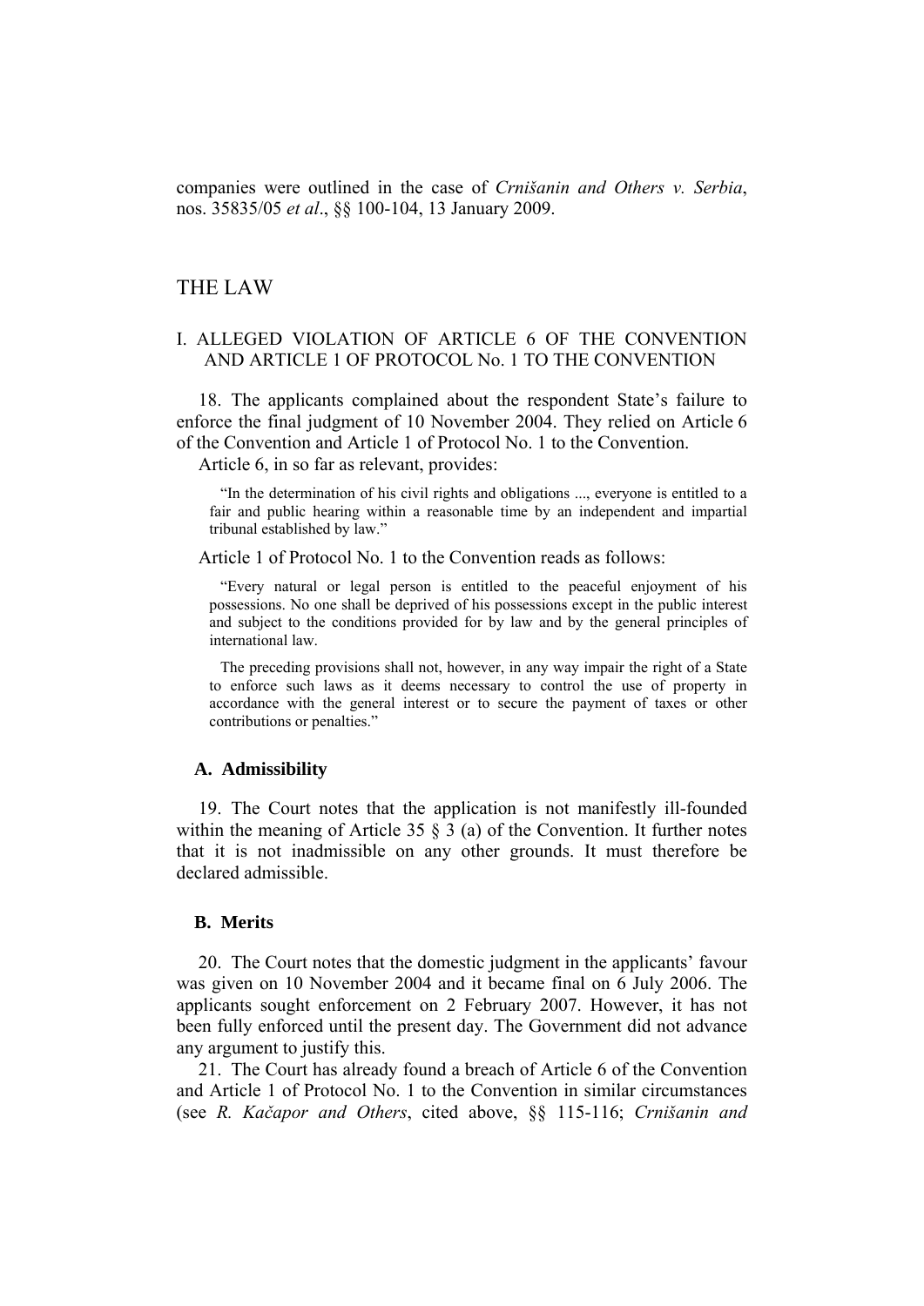companies were outlined in the case of *Crnišanin and Others v. Serbia*, nos. 35835/05 *et al*., §§ 100-104, 13 January 2009.

# THE LAW

## I. ALLEGED VIOLATION OF ARTICLE 6 OF THE CONVENTION AND ARTICLE 1 OF PROTOCOL No. 1 TO THE CONVENTION

18. The applicants complained about the respondent State's failure to enforce the final judgment of 10 November 2004. They relied on Article 6 of the Convention and Article 1 of Protocol No. 1 to the Convention.

Article 6, in so far as relevant, provides:

> "In the determination of his civil rights and obligations ..., everyone is entitled to a fair and public hearing within a reasonable time by an independent and impartial tribunal established by law."

Article 1 of Protocol No. 1 to the Convention reads as follows:

> "Every natural or legal person is entitled to the peaceful enjoyment of his possessions. No one shall be deprived of his possessions except in the public interest and subject to the conditions provided for by law and by the general principles of international law.
>
> The preceding provisions shall not, however, in any way impair the right of a State to enforce such laws as it deems necessary to control the use of property in accordance with the general interest or to secure the payment of taxes or other contributions or penalties."

### A. Admissibility

19. The Court notes that the application is not manifestly ill-founded within the meaning of Article 35 § 3 (a) of the Convention. It further notes that it is not inadmissible on any other grounds. It must therefore be declared admissible.

### B. Merits

20. The Court notes that the domestic judgment in the applicants' favour was given on 10 November 2004 and it became final on 6 July 2006. The applicants sought enforcement on 2 February 2007. However, it has not been fully enforced until the present day. The Government did not advance any argument to justify this.

21. The Court has already found a breach of Article 6 of the Convention and Article 1 of Protocol No. 1 to the Convention in similar circumstances (see *R. Kačapor and Others*, cited above, §§ 115-116; *Crnišanin and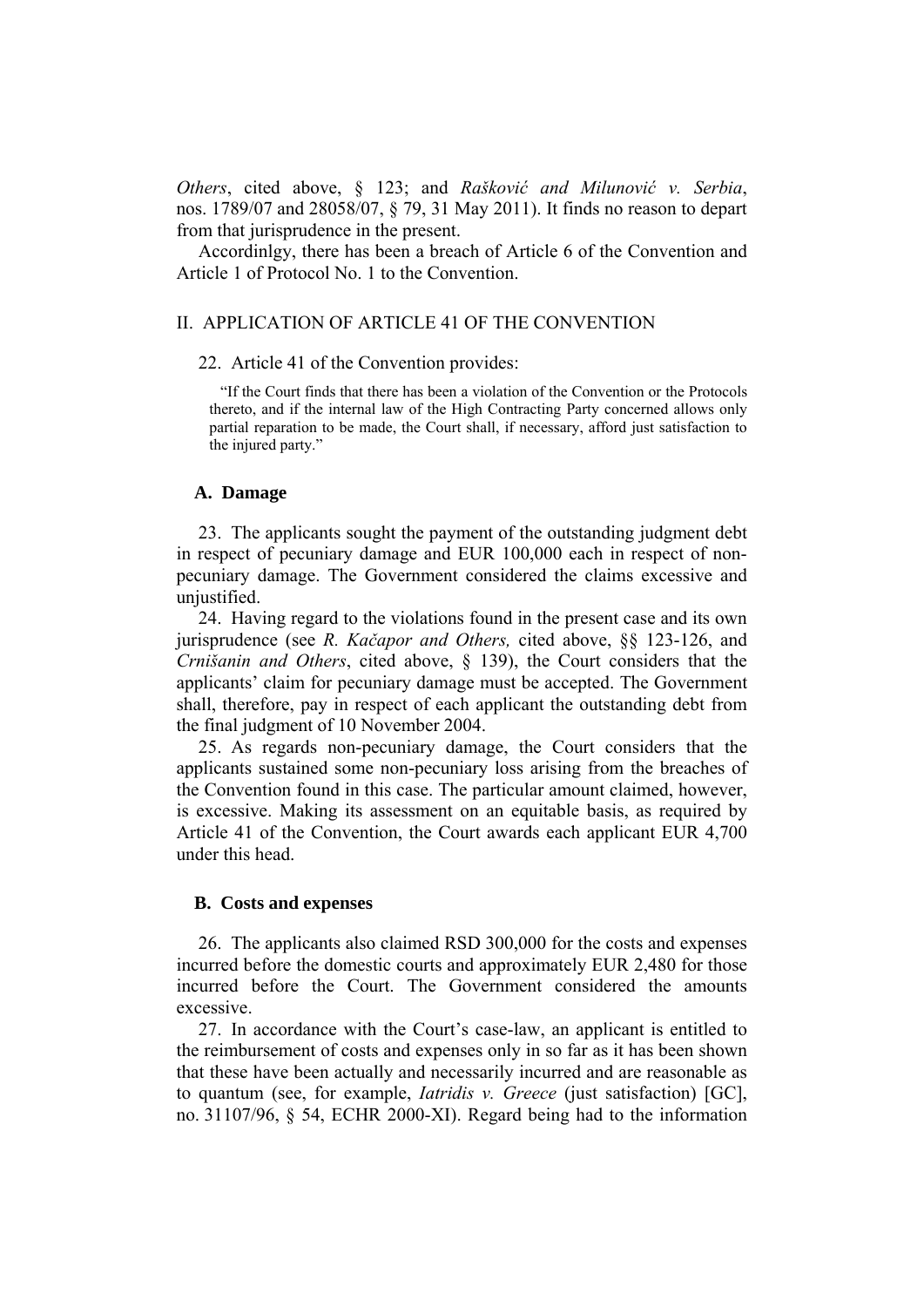*Others*, cited above, § 123; and *Rašković and Milunović v. Serbia*, nos. 1789/07 and 28058/07, § 79, 31 May 2011). It finds no reason to depart from that jurisprudence in the present.

Accordinlgy, there has been a breach of Article 6 of the Convention and Article 1 of Protocol No. 1 to the Convention.

## II. APPLICATION OF ARTICLE 41 OF THE CONVENTION

22. Article 41 of the Convention provides:

> "If the Court finds that there has been a violation of the Convention or the Protocols thereto, and if the internal law of the High Contracting Party concerned allows only partial reparation to be made, the Court shall, if necessary, afford just satisfaction to the injured party."

### A. Damage

23. The applicants sought the payment of the outstanding judgment debt in respect of pecuniary damage and EUR 100,000 each in respect of non-pecuniary damage. The Government considered the claims excessive and unjustified.

24. Having regard to the violations found in the present case and its own jurisprudence (see *R. Kačapor and Others,* cited above, §§ 123-126, and *Crnišanin and Others*, cited above, § 139), the Court considers that the applicants' claim for pecuniary damage must be accepted. The Government shall, therefore, pay in respect of each applicant the outstanding debt from the final judgment of 10 November 2004.

25. As regards non-pecuniary damage, the Court considers that the applicants sustained some non-pecuniary loss arising from the breaches of the Convention found in this case. The particular amount claimed, however, is excessive. Making its assessment on an equitable basis, as required by Article 41 of the Convention, the Court awards each applicant EUR 4,700 under this head.

### B. Costs and expenses

26. The applicants also claimed RSD 300,000 for the costs and expenses incurred before the domestic courts and approximately EUR 2,480 for those incurred before the Court. The Government considered the amounts excessive.

27. In accordance with the Court's case-law, an applicant is entitled to the reimbursement of costs and expenses only in so far as it has been shown that these have been actually and necessarily incurred and are reasonable as to quantum (see, for example, *Iatridis v. Greece* (just satisfaction) [GC], no. 31107/96, § 54, ECHR 2000-XI). Regard being had to the information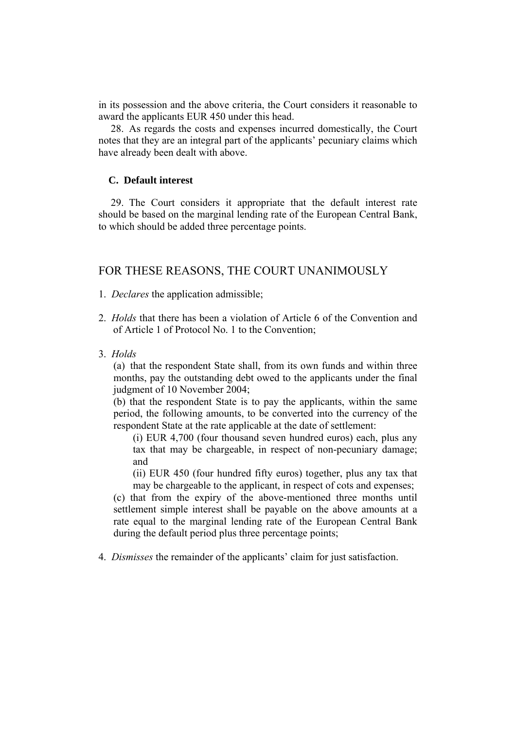in its possession and the above criteria, the Court considers it reasonable to award the applicants EUR 450 under this head.

28. As regards the costs and expenses incurred domestically, the Court notes that they are an integral part of the applicants' pecuniary claims which have already been dealt with above.

### C. Default interest

29. The Court considers it appropriate that the default interest rate should be based on the marginal lending rate of the European Central Bank, to which should be added three percentage points.

## FOR THESE REASONS, THE COURT UNANIMOUSLY

1. *Declares* the application admissible;

2. *Holds* that there has been a violation of Article 6 of the Convention and of Article 1 of Protocol No. 1 to the Convention;

3. *Holds*

   (a) that the respondent State shall, from its own funds and within three months, pay the outstanding debt owed to the applicants under the final judgment of 10 November 2004;

   (b) that the respondent State is to pay the applicants, within the same period, the following amounts, to be converted into the currency of the respondent State at the rate applicable at the date of settlement:

      (i) EUR 4,700 (four thousand seven hundred euros) each, plus any tax that may be chargeable, in respect of non-pecuniary damage; and

      (ii) EUR 450 (four hundred fifty euros) together, plus any tax that may be chargeable to the applicant, in respect of cots and expenses;

   (c) that from the expiry of the above-mentioned three months until settlement simple interest shall be payable on the above amounts at a rate equal to the marginal lending rate of the European Central Bank during the default period plus three percentage points;

4. *Dismisses* the remainder of the applicants' claim for just satisfaction.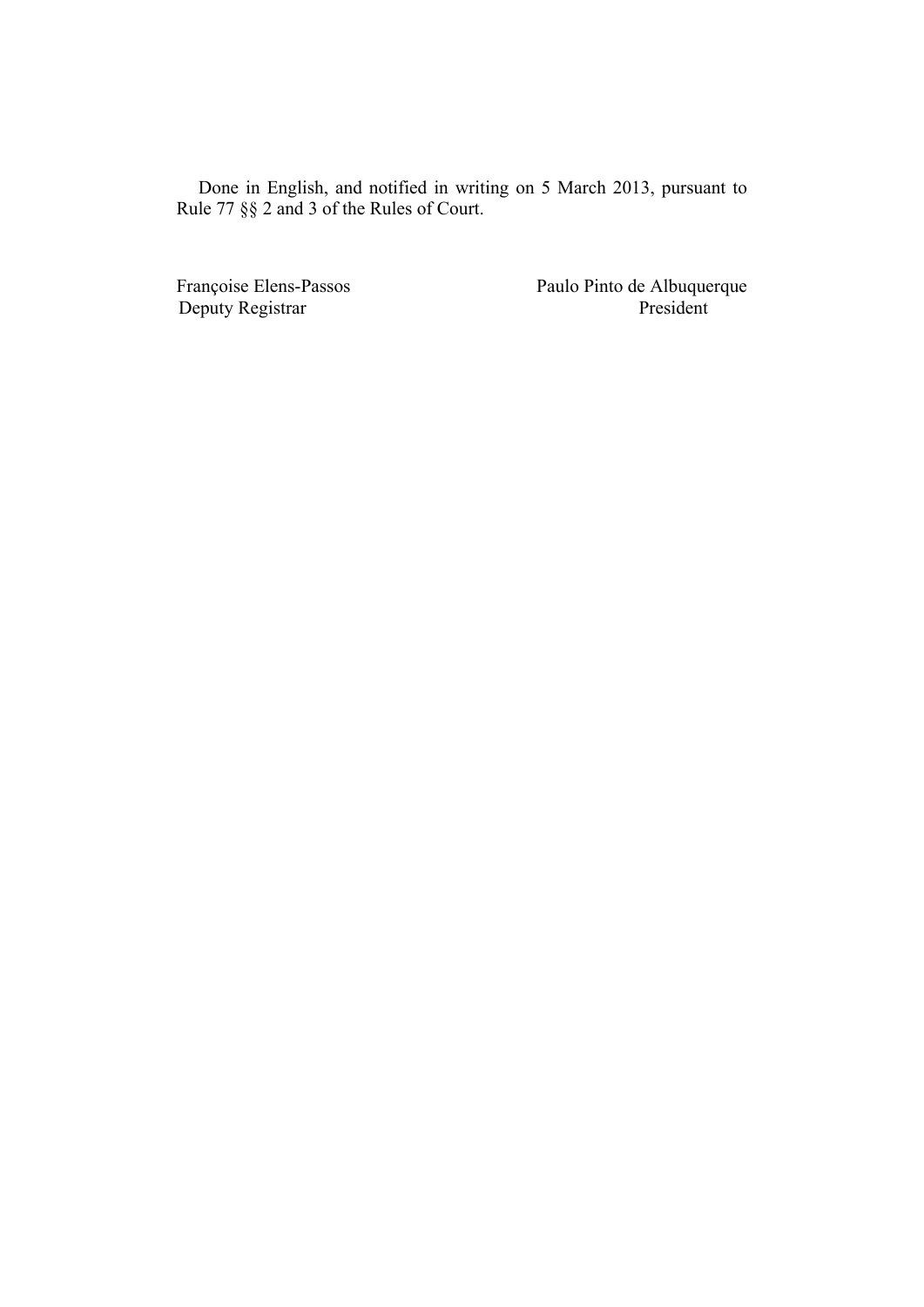Done in English, and notified in writing on 5 March 2013, pursuant to Rule 77 §§ 2 and 3 of the Rules of Court.

| | |
|---|---|
| Françoise Elens-Passos | Paulo Pinto de Albuquerque |
| Deputy Registrar | President |